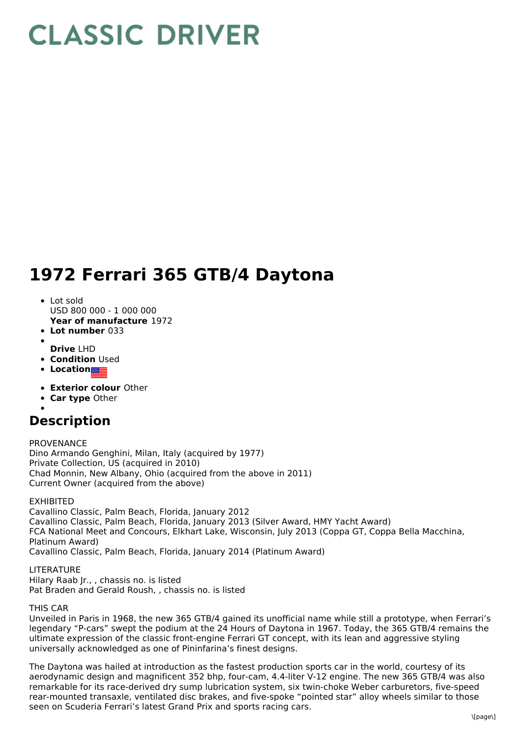# CLASSIC DRIVER

# 1972 Ferrari 365 GTB/4 Daytona

- Lot sold
  USD 800 000 - 1 000 000
  **Year of manufacture** 1972
- **Lot number** 033
- 
  **Drive** LHD
- **Condition** Used
- **Location**
- **Exterior colour** Other
- **Car type** Other
- 

## Description

PROVENANCE
Dino Armando Genghini, Milan, Italy (acquired by 1977)
Private Collection, US (acquired in 2010)
Chad Monnin, New Albany, Ohio (acquired from the above in 2011)
Current Owner (acquired from the above)

EXHIBITED
Cavallino Classic, Palm Beach, Florida, January 2012
Cavallino Classic, Palm Beach, Florida, January 2013 (Silver Award, HMY Yacht Award)
FCA National Meet and Concours, Elkhart Lake, Wisconsin, July 2013 (Coppa GT, Coppa Bella Macchina, Platinum Award)
Cavallino Classic, Palm Beach, Florida, January 2014 (Platinum Award)

LITERATURE
Hilary Raab Jr., , chassis no. is listed
Pat Braden and Gerald Roush, , chassis no. is listed

THIS CAR
Unveiled in Paris in 1968, the new 365 GTB/4 gained its unofficial name while still a prototype, when Ferrari's legendary "P-cars" swept the podium at the 24 Hours of Daytona in 1967. Today, the 365 GTB/4 remains the ultimate expression of the classic front-engine Ferrari GT concept, with its lean and aggressive styling universally acknowledged as one of Pininfarina's finest designs.

The Daytona was hailed at introduction as the fastest production sports car in the world, courtesy of its aerodynamic design and magnificent 352 bhp, four-cam, 4.4-liter V-12 engine. The new 365 GTB/4 was also remarkable for its race-derived dry sump lubrication system, six twin-choke Weber carburetors, five-speed rear-mounted transaxle, ventilated disc brakes, and five-spoke "pointed star" alloy wheels similar to those seen on Scuderia Ferrari's latest Grand Prix and sports racing cars.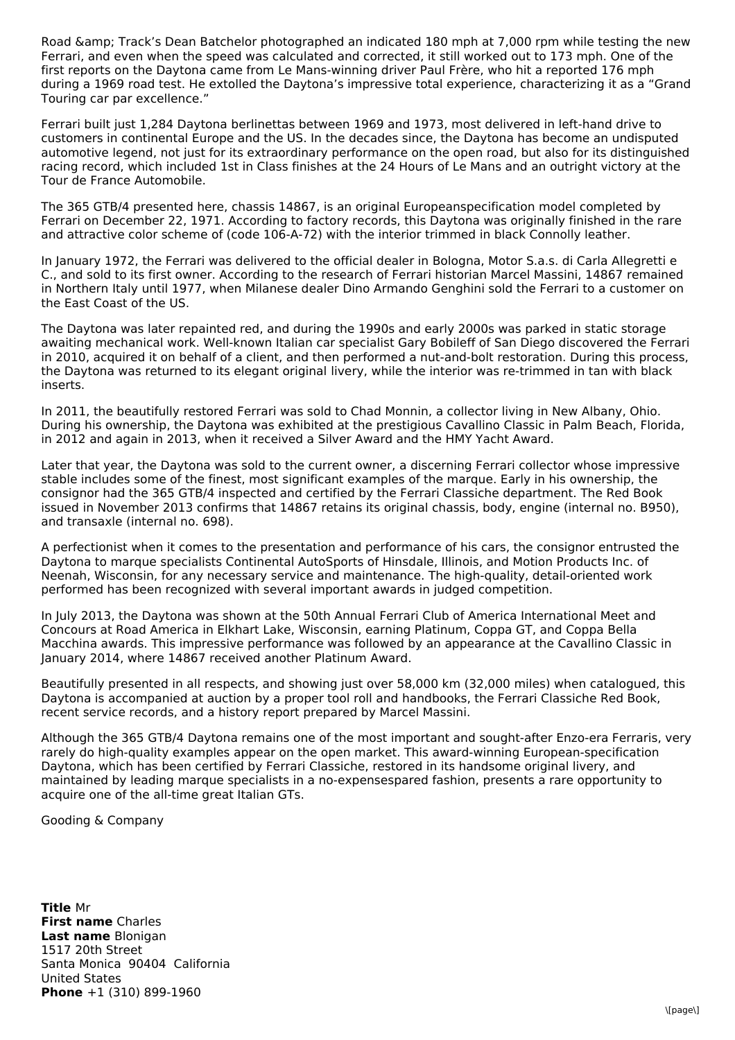Road &amp; Track's Dean Batchelor photographed an indicated 180 mph at 7,000 rpm while testing the new Ferrari, and even when the speed was calculated and corrected, it still worked out to 173 mph. One of the first reports on the Daytona came from Le Mans-winning driver Paul Frère, who hit a reported 176 mph during a 1969 road test. He extolled the Daytona's impressive total experience, characterizing it as a "Grand Touring car par excellence."

Ferrari built just 1,284 Daytona berlinettas between 1969 and 1973, most delivered in left-hand drive to customers in continental Europe and the US. In the decades since, the Daytona has become an undisputed automotive legend, not just for its extraordinary performance on the open road, but also for its distinguished racing record, which included 1st in Class finishes at the 24 Hours of Le Mans and an outright victory at the Tour de France Automobile.

The 365 GTB/4 presented here, chassis 14867, is an original Europeanspecification model completed by Ferrari on December 22, 1971. According to factory records, this Daytona was originally finished in the rare and attractive color scheme of (code 106-A-72) with the interior trimmed in black Connolly leather.

In January 1972, the Ferrari was delivered to the official dealer in Bologna, Motor S.a.s. di Carla Allegretti e C., and sold to its first owner. According to the research of Ferrari historian Marcel Massini, 14867 remained in Northern Italy until 1977, when Milanese dealer Dino Armando Genghini sold the Ferrari to a customer on the East Coast of the US.

The Daytona was later repainted red, and during the 1990s and early 2000s was parked in static storage awaiting mechanical work. Well-known Italian car specialist Gary Bobileff of San Diego discovered the Ferrari in 2010, acquired it on behalf of a client, and then performed a nut-and-bolt restoration. During this process, the Daytona was returned to its elegant original livery, while the interior was re-trimmed in tan with black inserts.

In 2011, the beautifully restored Ferrari was sold to Chad Monnin, a collector living in New Albany, Ohio. During his ownership, the Daytona was exhibited at the prestigious Cavallino Classic in Palm Beach, Florida, in 2012 and again in 2013, when it received a Silver Award and the HMY Yacht Award.

Later that year, the Daytona was sold to the current owner, a discerning Ferrari collector whose impressive stable includes some of the finest, most significant examples of the marque. Early in his ownership, the consignor had the 365 GTB/4 inspected and certified by the Ferrari Classiche department. The Red Book issued in November 2013 confirms that 14867 retains its original chassis, body, engine (internal no. B950), and transaxle (internal no. 698).

A perfectionist when it comes to the presentation and performance of his cars, the consignor entrusted the Daytona to marque specialists Continental AutoSports of Hinsdale, Illinois, and Motion Products Inc. of Neenah, Wisconsin, for any necessary service and maintenance. The high-quality, detail-oriented work performed has been recognized with several important awards in judged competition.

In July 2013, the Daytona was shown at the 50th Annual Ferrari Club of America International Meet and Concours at Road America in Elkhart Lake, Wisconsin, earning Platinum, Coppa GT, and Coppa Bella Macchina awards. This impressive performance was followed by an appearance at the Cavallino Classic in January 2014, where 14867 received another Platinum Award.

Beautifully presented in all respects, and showing just over 58,000 km (32,000 miles) when catalogued, this Daytona is accompanied at auction by a proper tool roll and handbooks, the Ferrari Classiche Red Book, recent service records, and a history report prepared by Marcel Massini.

Although the 365 GTB/4 Daytona remains one of the most important and sought-after Enzo-era Ferraris, very rarely do high-quality examples appear on the open market. This award-winning European-specification Daytona, which has been certified by Ferrari Classiche, restored in its handsome original livery, and maintained by leading marque specialists in a no-expensespared fashion, presents a rare opportunity to acquire one of the all-time great Italian GTs.

Gooding & Company

**Title** Mr
**First name** Charles
**Last name** Blonigan
1517 20th Street
Santa Monica 90404 California
United States
**Phone** +1 (310) 899-1960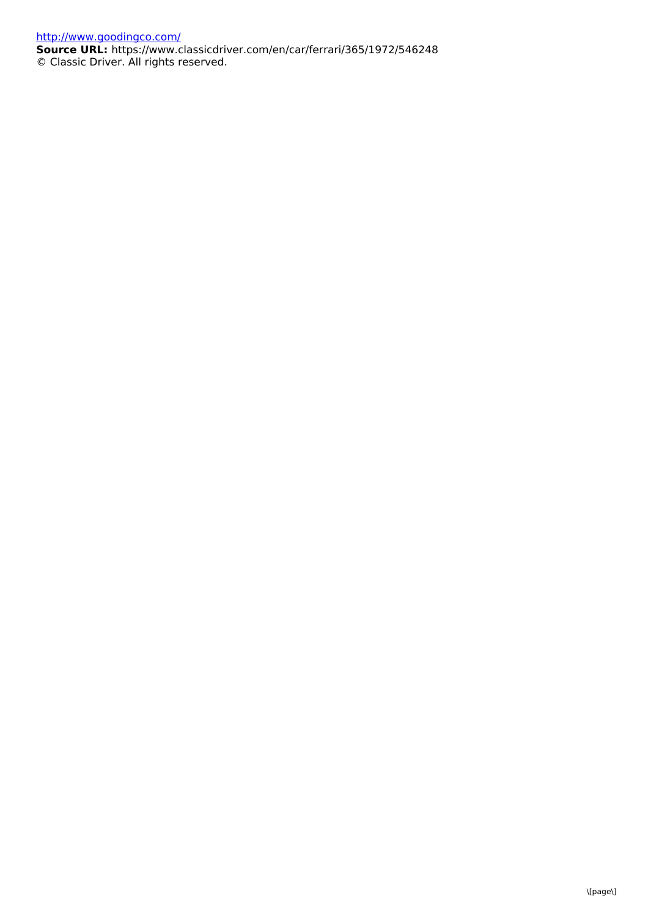http://www.goodingco.com/

**Source URL:** https://www.classicdriver.com/en/car/ferrari/365/1972/546248

© Classic Driver. All rights reserved.